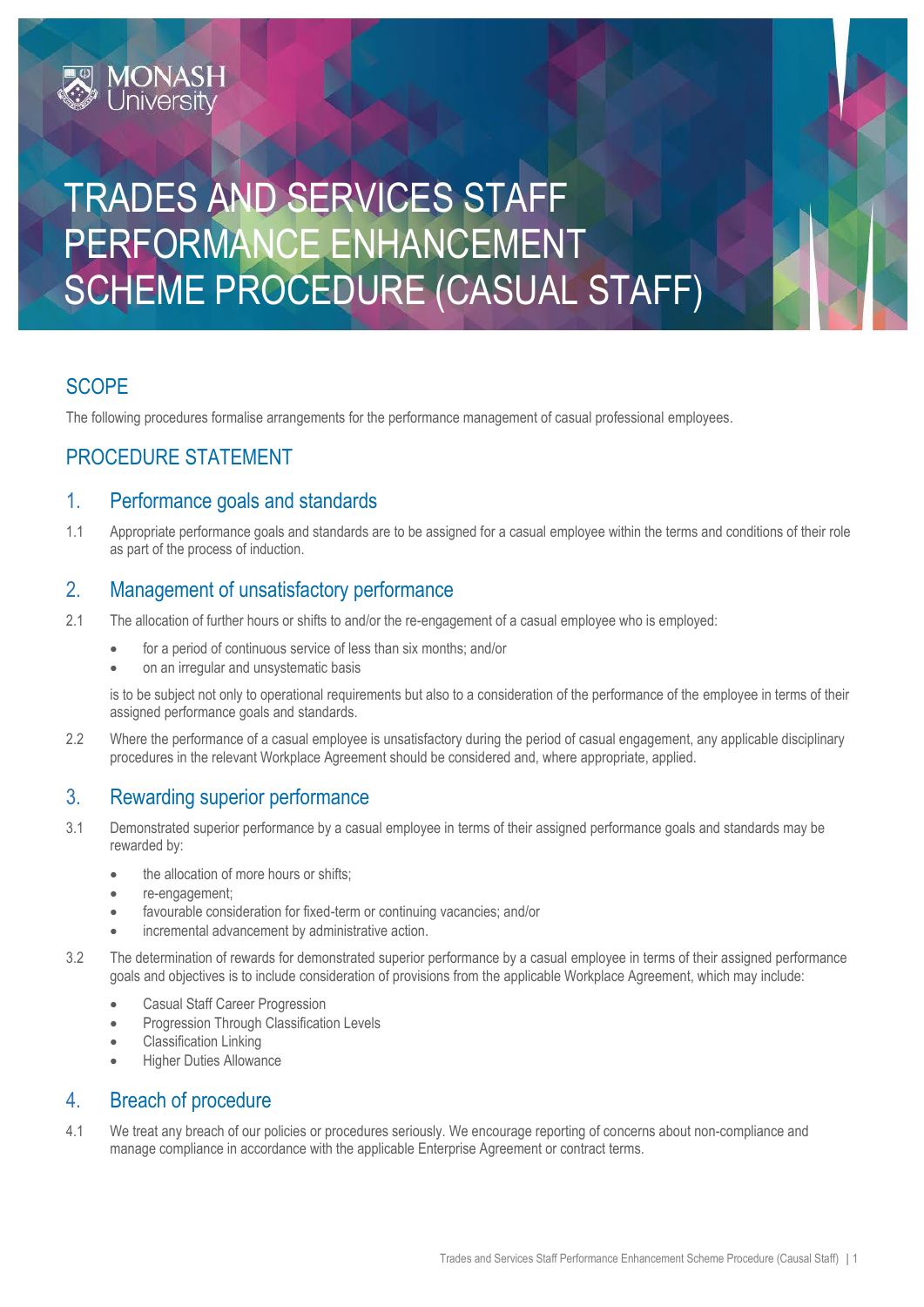# TRADES AND SERVICES STAFF PERFORMANCE ENHANCEMENT SCHEME PROCEDURE (CASUAL STAFF)

## SCOPE

The following procedures formalise arrangements for the performance management of casual professional employees.

## PROCEDURE STATEMENT

### 1. Performance goals and standards

1.1 Appropriate performance goals and standards are to be assigned for a casual employee within the terms and conditions of their role as part of the process of induction.

### 2. Management of unsatisfactory performance

2.1 The allocation of further hours or shifts to and/or the re-engagement of a casual employee who is employed:

- for a period of continuous service of less than six months; and/or
- on an irregular and unsystematic basis

is to be subject not only to operational requirements but also to a consideration of the performance of the employee in terms of their assigned performance goals and standards.

2.2 Where the performance of a casual employee is unsatisfactory during the period of casual engagement, any applicable disciplinary procedures in the relevant Workplace Agreement should be considered and, where appropriate, applied.

### 3. Rewarding superior performance

3.1 Demonstrated superior performance by a casual employee in terms of their assigned performance goals and standards may be rewarded by:

- the allocation of more hours or shifts;
- re-engagement;
- favourable consideration for fixed-term or continuing vacancies; and/or
- incremental advancement by administrative action.

3.2 The determination of rewards for demonstrated superior performance by a casual employee in terms of their assigned performance goals and objectives is to include consideration of provisions from the applicable Workplace Agreement, which may include:

- Casual Staff Career Progression
- Progression Through Classification Levels
- Classification Linking
- Higher Duties Allowance

### 4. Breach of procedure

4.1 We treat any breach of our policies or procedures seriously. We encourage reporting of concerns about non-compliance and manage compliance in accordance with the applicable Enterprise Agreement or contract terms.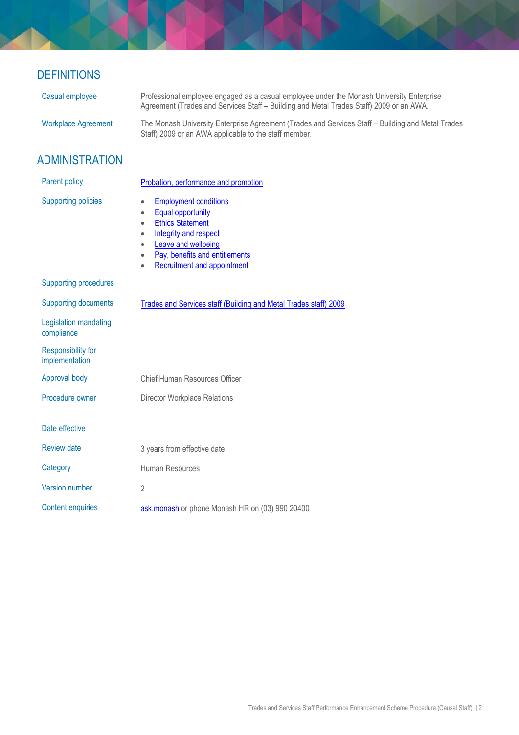## DEFINITIONS

| | |
|---|---|
| Casual employee | Professional employee engaged as a casual employee under the Monash University Enterprise Agreement (Trades and Services Staff – Building and Metal Trades Staff) 2009 or an AWA. |
| Workplace Agreement | The Monash University Enterprise Agreement (Trades and Services Staff – Building and Metal Trades Staff) 2009 or an AWA applicable to the staff member. |

## ADMINISTRATION

| | |
|---|---|
| Parent policy | Probation, performance and promotion |
| Supporting policies | • Employment conditions<br>• Equal opportunity<br>• Ethics Statement<br>• Integrity and respect<br>• Leave and wellbeing<br>• Pay, benefits and entitlements<br>• Recruitment and appointment |
| Supporting procedures | |
| Supporting documents | Trades and Services staff (Building and Metal Trades staff) 2009 |
| Legislation mandating compliance | |
| Responsibility for implementation | |
| Approval body | Chief Human Resources Officer |
| Procedure owner | Director Workplace Relations |
| Date effective | |
| Review date | 3 years from effective date |
| Category | Human Resources |
| Version number | 2 |
| Content enquiries | ask.monash or phone Monash HR on (03) 990 20400 |